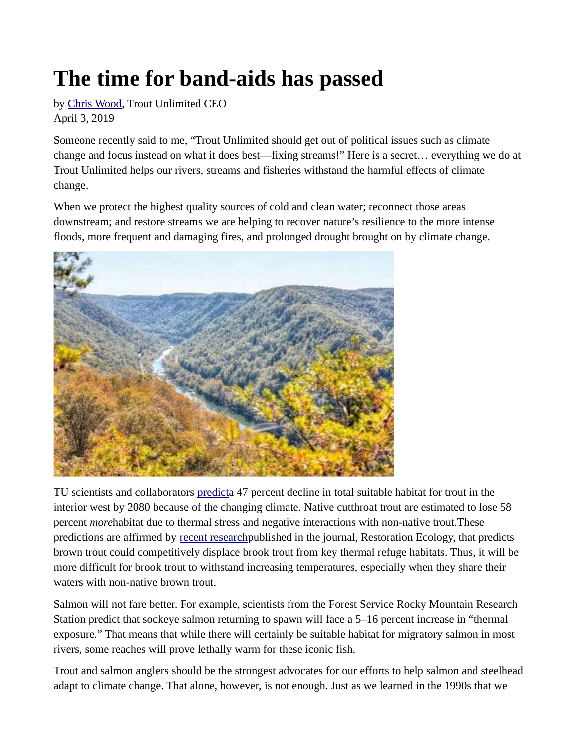# The time for band-aids has passed

by Chris Wood, Trout Unlimited CEO
April 3, 2019

Someone recently said to me, "Trout Unlimited should get out of political issues such as climate change and focus instead on what it does best—fixing streams!" Here is a secret… everything we do at Trout Unlimited helps our rivers, streams and fisheries withstand the harmful effects of climate change.

When we protect the highest quality sources of cold and clean water; reconnect those areas downstream; and restore streams we are helping to recover nature's resilience to the more intense floods, more frequent and damaging fires, and prolonged drought brought on by climate change.

TU scientists and collaborators predicta 47 percent decline in total suitable habitat for trout in the interior west by 2080 because of the changing climate. Native cutthroat trout are estimated to lose 58 percent *more*habitat due to thermal stress and negative interactions with non-native trout.These predictions are affirmed by recent researchpublished in the journal, Restoration Ecology, that predicts brown trout could competitively displace brook trout from key thermal refuge habitats. Thus, it will be more difficult for brook trout to withstand increasing temperatures, especially when they share their waters with non-native brown trout.

Salmon will not fare better. For example, scientists from the Forest Service Rocky Mountain Research Station predict that sockeye salmon returning to spawn will face a 5–16 percent increase in "thermal exposure." That means that while there will certainly be suitable habitat for migratory salmon in most rivers, some reaches will prove lethally warm for these iconic fish.

Trout and salmon anglers should be the strongest advocates for our efforts to help salmon and steelhead adapt to climate change. That alone, however, is not enough. Just as we learned in the 1990s that we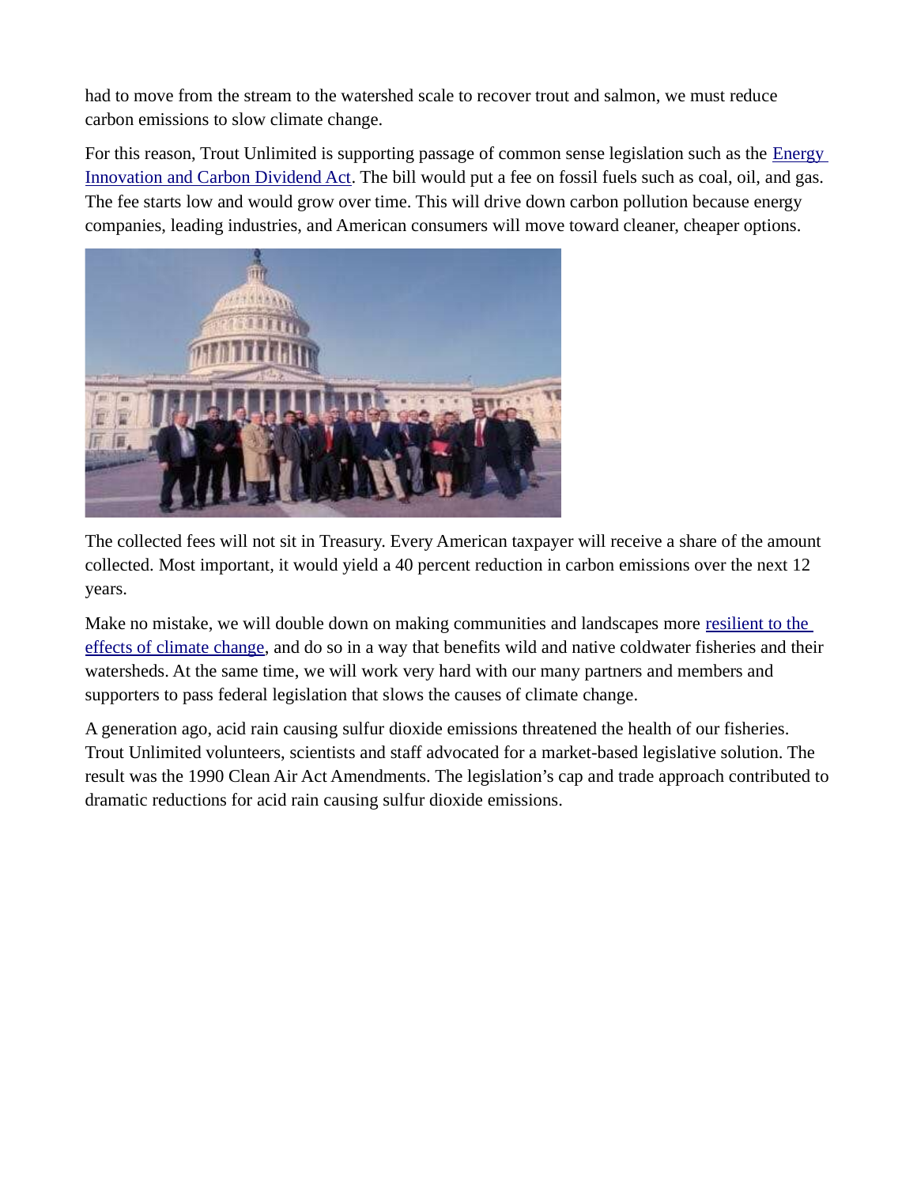had to move from the stream to the watershed scale to recover trout and salmon, we must reduce carbon emissions to slow climate change.

For this reason, Trout Unlimited is supporting passage of common sense legislation such as the [Energy Innovation and Carbon Dividend Act](). The bill would put a fee on fossil fuels such as coal, oil, and gas. The fee starts low and would grow over time. This will drive down carbon pollution because energy companies, leading industries, and American consumers will move toward cleaner, cheaper options.

The collected fees will not sit in Treasury. Every American taxpayer will receive a share of the amount collected. Most important, it would yield a 40 percent reduction in carbon emissions over the next 12 years.

Make no mistake, we will double down on making communities and landscapes more [resilient to the effects of climate change](), and do so in a way that benefits wild and native coldwater fisheries and their watersheds. At the same time, we will work very hard with our many partners and members and supporters to pass federal legislation that slows the causes of climate change.

A generation ago, acid rain causing sulfur dioxide emissions threatened the health of our fisheries. Trout Unlimited volunteers, scientists and staff advocated for a market-based legislative solution. The result was the 1990 Clean Air Act Amendments. The legislation's cap and trade approach contributed to dramatic reductions for acid rain causing sulfur dioxide emissions.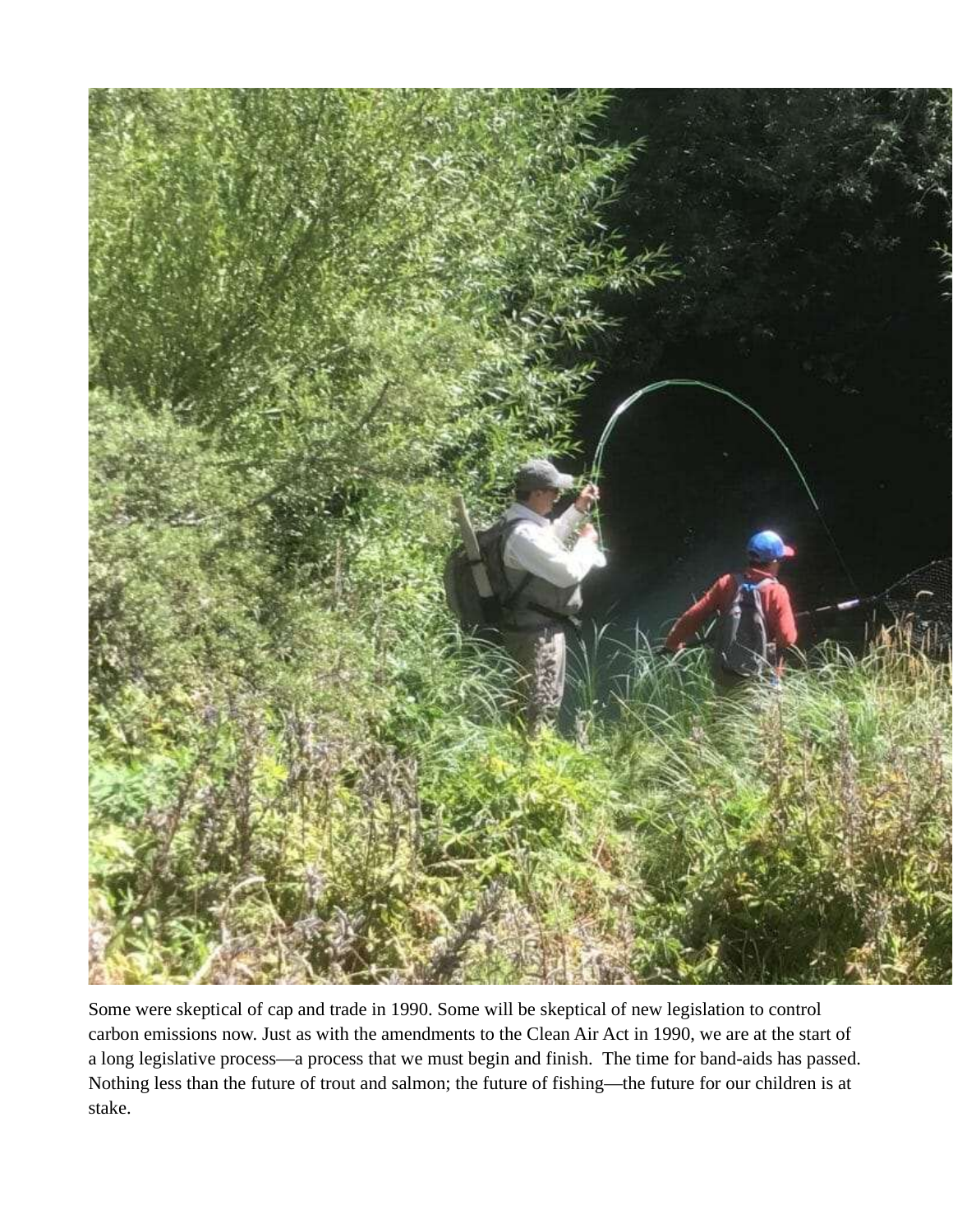Some were skeptical of cap and trade in 1990. Some will be skeptical of new legislation to control carbon emissions now. Just as with the amendments to the Clean Air Act in 1990, we are at the start of a long legislative process—a process that we must begin and finish. The time for band-aids has passed. Nothing less than the future of trout and salmon; the future of fishing—the future for our children is at stake.